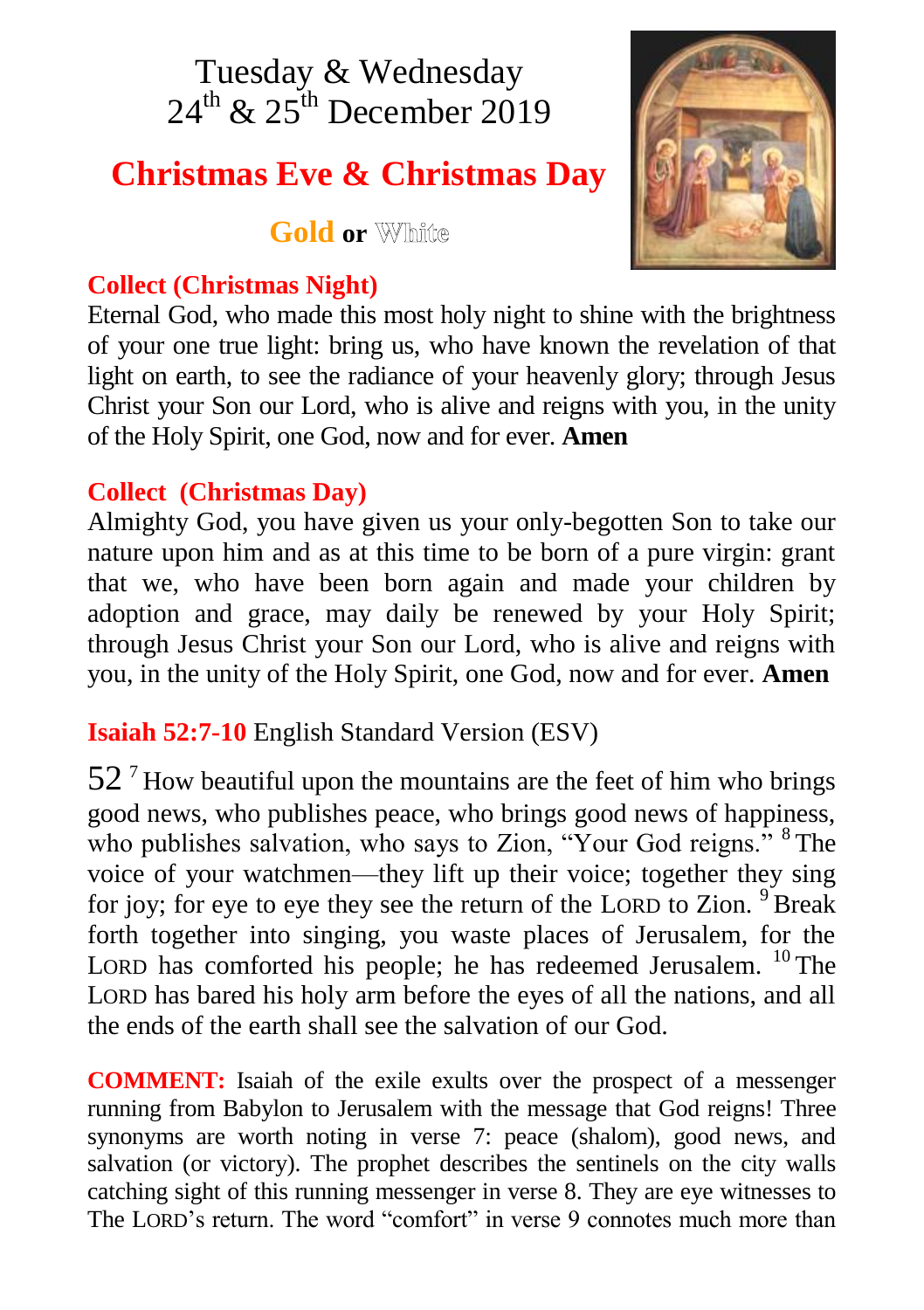# Tuesday & Wednesday 24th & 25th December 2019

## Christmas Eve & Christmas Day

**Gold** or White

**Collect (Christmas Night)**

Eternal God, who made this most holy night to shine with the brightness of your one true light: bring us, who have known the revelation of that light on earth, to see the radiance of your heavenly glory; through Jesus Christ your Son our Lord, who is alive and reigns with you, in the unity of the Holy Spirit, one God, now and for ever. **Amen**

**Collect (Christmas Day)**

Almighty God, you have given us your only-begotten Son to take our nature upon him and as at this time to be born of a pure virgin: grant that we, who have been born again and made your children by adoption and grace, may daily be renewed by your Holy Spirit; through Jesus Christ your Son our Lord, who is alive and reigns with you, in the unity of the Holy Spirit, one God, now and for ever. **Amen**

**Isaiah 52:7-10** English Standard Version (ESV)

52 [7] How beautiful upon the mountains are the feet of him who brings good news, who publishes peace, who brings good news of happiness, who publishes salvation, who says to Zion, “Your God reigns.” [8] The voice of your watchmen—they lift up their voice; together they sing for joy; for eye to eye they see the return of the LORD to Zion. [9] Break forth together into singing, you waste places of Jerusalem, for the LORD has comforted his people; he has redeemed Jerusalem. [10] The LORD has bared his holy arm before the eyes of all the nations, and all the ends of the earth shall see the salvation of our God.

**COMMENT:** Isaiah of the exile exults over the prospect of a messenger running from Babylon to Jerusalem with the message that God reigns! Three synonyms are worth noting in verse 7: peace (shalom), good news, and salvation (or victory). The prophet describes the sentinels on the city walls catching sight of this running messenger in verse 8. They are eye witnesses to The LORD’s return. The word “comfort” in verse 9 connotes much more than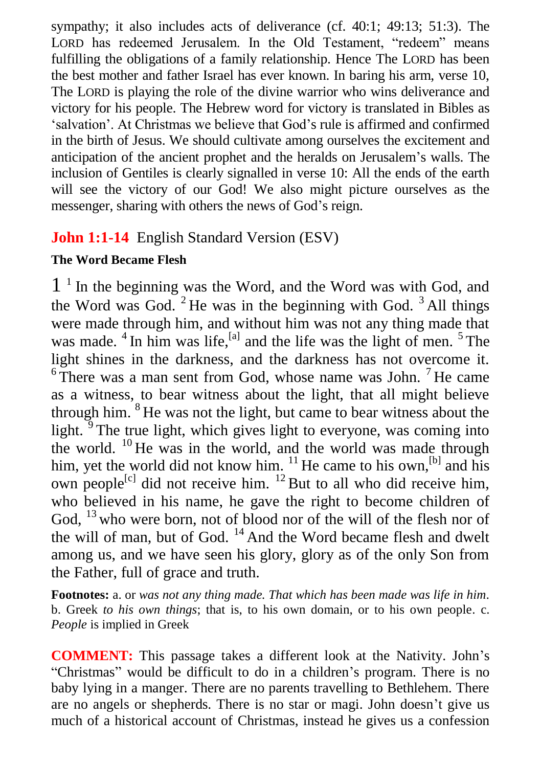sympathy; it also includes acts of deliverance (cf. 40:1; 49:13; 51:3). The LORD has redeemed Jerusalem. In the Old Testament, "redeem" means fulfilling the obligations of a family relationship. Hence The LORD has been the best mother and father Israel has ever known. In baring his arm, verse 10, The LORD is playing the role of the divine warrior who wins deliverance and victory for his people. The Hebrew word for victory is translated in Bibles as 'salvation'. At Christmas we believe that God's rule is affirmed and confirmed in the birth of Jesus. We should cultivate among ourselves the excitement and anticipation of the ancient prophet and the heralds on Jerusalem's walls. The inclusion of Gentiles is clearly signalled in verse 10: All the ends of the earth will see the victory of our God! We also might picture ourselves as the messenger, sharing with others the news of God's reign.

## **John 1:1-14** English Standard Version (ESV)

**The Word Became Flesh**

1 [1] In the beginning was the Word, and the Word was with God, and the Word was God. [2] He was in the beginning with God. [3] All things were made through him, and without him was not any thing made that was made. [4] In him was life,[a] and the life was the light of men. [5] The light shines in the darkness, and the darkness has not overcome it. [6] There was a man sent from God, whose name was John. [7] He came as a witness, to bear witness about the light, that all might believe through him. [8] He was not the light, but came to bear witness about the light. [9] The true light, which gives light to everyone, was coming into the world. [10] He was in the world, and the world was made through him, yet the world did not know him. [11] He came to his own,[b] and his own people[c] did not receive him. [12] But to all who did receive him, who believed in his name, he gave the right to become children of God, [13] who were born, not of blood nor of the will of the flesh nor of the will of man, but of God. [14] And the Word became flesh and dwelt among us, and we have seen his glory, glory as of the only Son from the Father, full of grace and truth.

**Footnotes:** a. or *was not any thing made. That which has been made was life in him*. b. Greek *to his own things*; that is, to his own domain, or to his own people. c. *People* is implied in Greek

**COMMENT:** This passage takes a different look at the Nativity. John's "Christmas" would be difficult to do in a children's program. There is no baby lying in a manger. There are no parents travelling to Bethlehem. There are no angels or shepherds. There is no star or magi. John doesn't give us much of a historical account of Christmas, instead he gives us a confession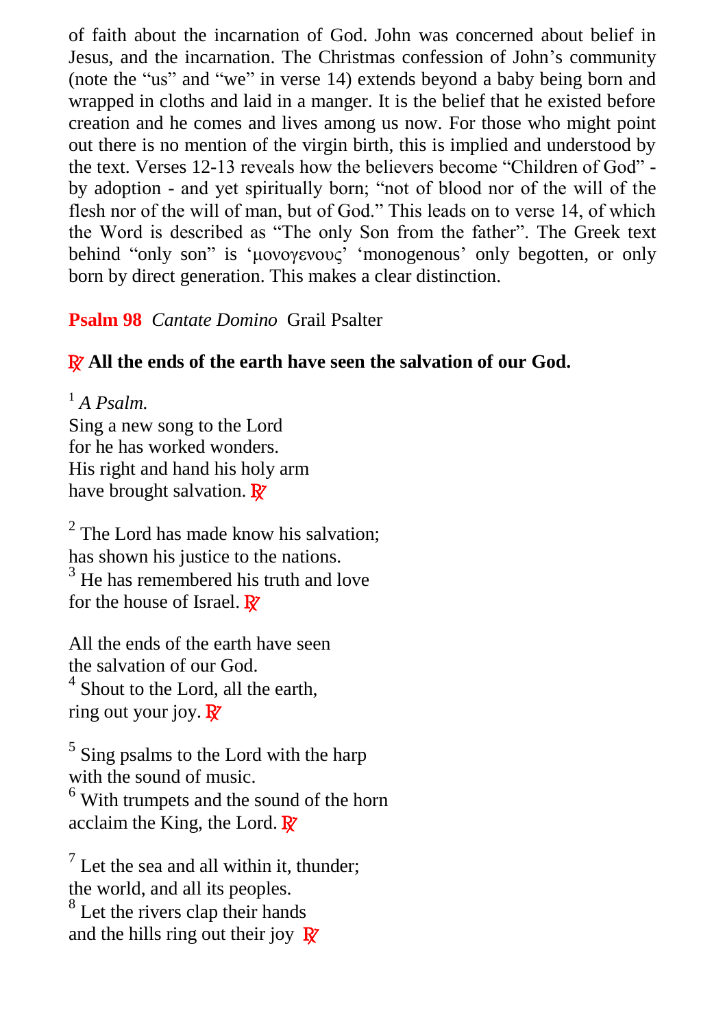of faith about the incarnation of God. John was concerned about belief in Jesus, and the incarnation. The Christmas confession of John's community (note the "us" and "we" in verse 14) extends beyond a baby being born and wrapped in cloths and laid in a manger. It is the belief that he existed before creation and he comes and lives among us now. For those who might point out there is no mention of the virgin birth, this is implied and understood by the text. Verses 12-13 reveals how the believers become "Children of God" - by adoption - and yet spiritually born; "not of blood nor of the will of the flesh nor of the will of man, but of God." This leads on to verse 14, of which the Word is described as "The only Son from the father". The Greek text behind "only son" is 'μονογενους' 'monogenous' only begotten, or only born by direct generation. This makes a clear distinction.

**Psalm 98** *Cantate Domino* Grail Psalter

**℟ All the ends of the earth have seen the salvation of our God.**

[1] *A Psalm.*
Sing a new song to the Lord
for he has worked wonders.
His right and hand his holy arm
have brought salvation. ℟

[2] The Lord has made know his salvation;
has shown his justice to the nations.
[3] He has remembered his truth and love
for the house of Israel. ℟

All the ends of the earth have seen
the salvation of our God.
[4] Shout to the Lord, all the earth,
ring out your joy. ℟

[5] Sing psalms to the Lord with the harp
with the sound of music.
[6] With trumpets and the sound of the horn
acclaim the King, the Lord. ℟

[7] Let the sea and all within it, thunder;
the world, and all its peoples.
[8] Let the rivers clap their hands
and the hills ring out their joy ℟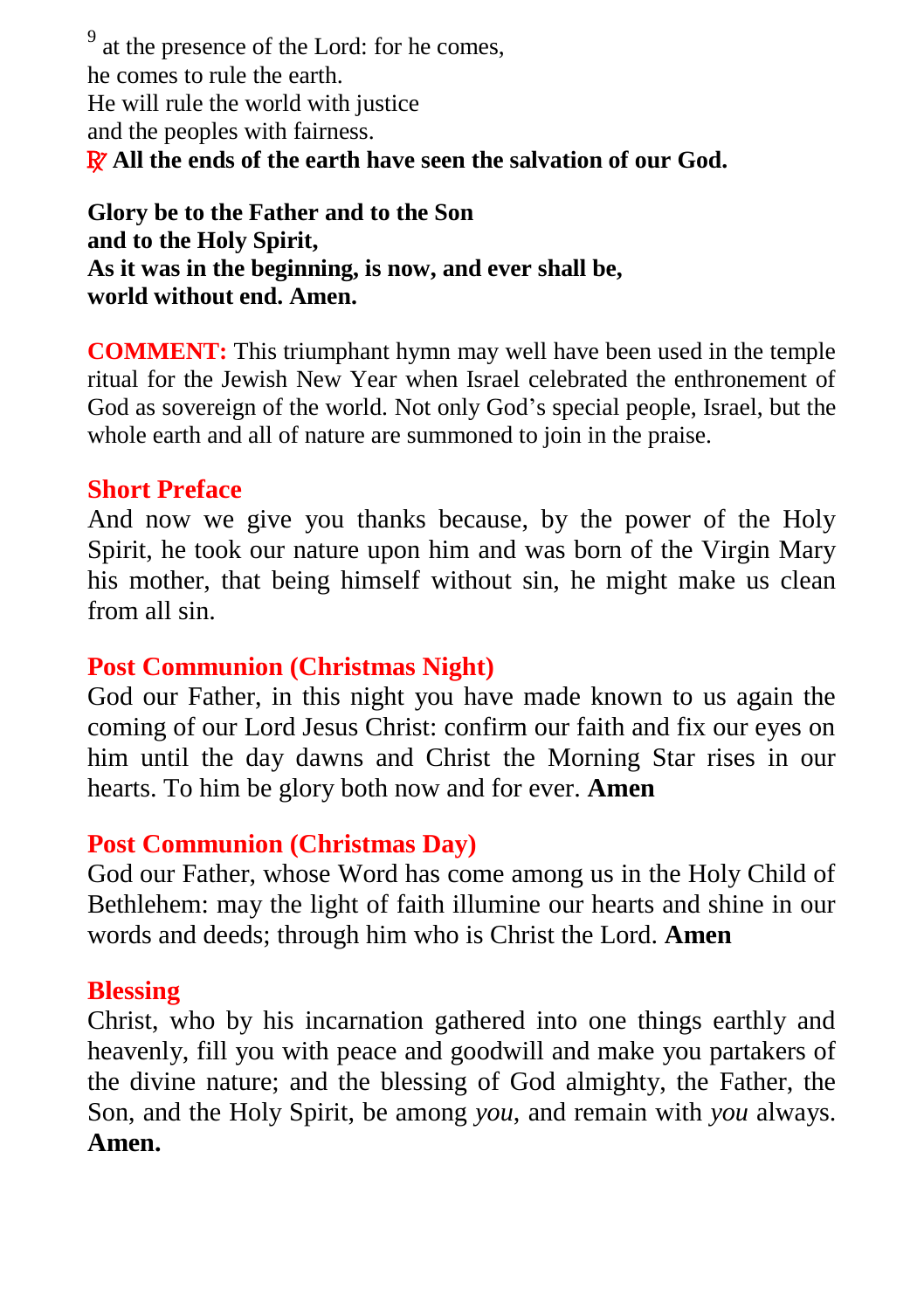[9] at the presence of the Lord: for he comes,
he comes to rule the earth.
He will rule the world with justice
and the peoples with fairness.
℟ **All the ends of the earth have seen the salvation of our God.**

**Glory be to the Father and to the Son**
**and to the Holy Spirit,**
**As it was in the beginning, is now, and ever shall be,**
**world without end. Amen.**

**COMMENT:** This triumphant hymn may well have been used in the temple ritual for the Jewish New Year when Israel celebrated the enthronement of God as sovereign of the world. Not only God's special people, Israel, but the whole earth and all of nature are summoned to join in the praise.

## Short Preface

And now we give you thanks because, by the power of the Holy Spirit, he took our nature upon him and was born of the Virgin Mary his mother, that being himself without sin, he might make us clean from all sin.

## Post Communion (Christmas Night)

God our Father, in this night you have made known to us again the coming of our Lord Jesus Christ: confirm our faith and fix our eyes on him until the day dawns and Christ the Morning Star rises in our hearts. To him be glory both now and for ever. **Amen**

## Post Communion (Christmas Day)

God our Father, whose Word has come among us in the Holy Child of Bethlehem: may the light of faith illumine our hearts and shine in our words and deeds; through him who is Christ the Lord. **Amen**

## Blessing

Christ, who by his incarnation gathered into one things earthly and heavenly, fill you with peace and goodwill and make you partakers of the divine nature; and the blessing of God almighty, the Father, the Son, and the Holy Spirit, be among *you*, and remain with *you* always. **Amen.**